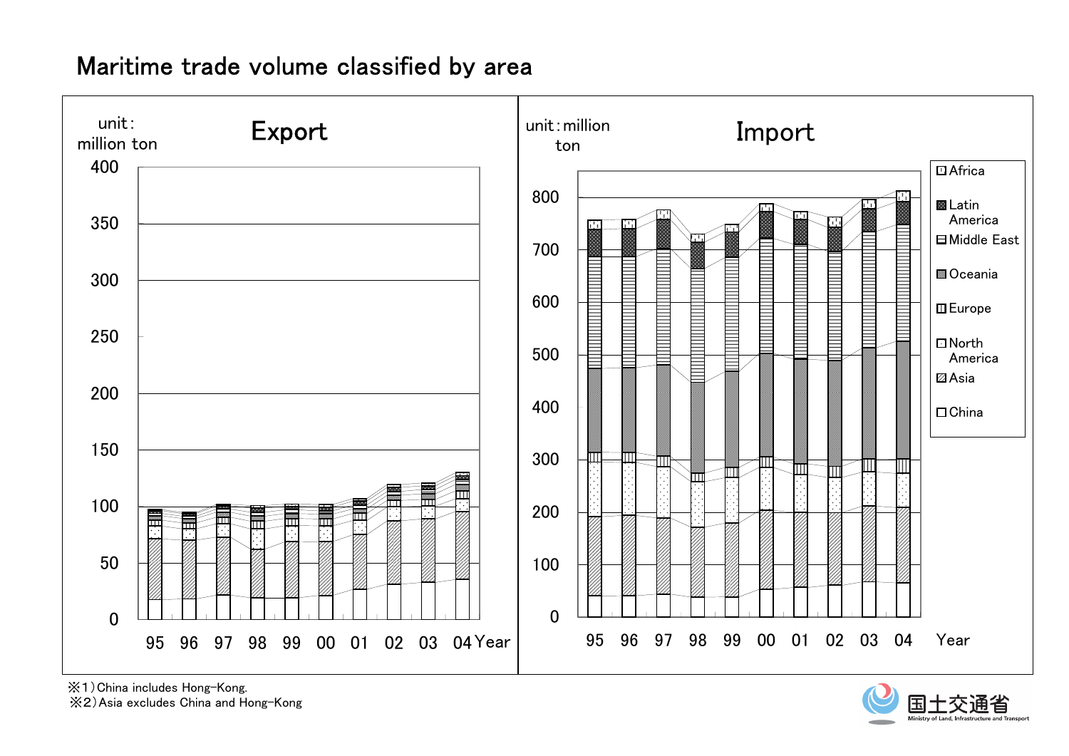# Maritime trade volume classified by area

## Export

unit: million ton

Year: 95, 96, 97, 98, 99, 00, 01, 02, 03, 04

## Import

unit: million ton

Year: 95, 96, 97, 98, 99, 00, 01, 02, 03, 04

Legend: Africa, Latin America, Middle East, Oceania, Europe, North America, Asia, China

※1) China includes Hong-Kong.
※2) Asia excludes China and Hong-Kong

国土交通省
Ministry of Land, Infrastructure and Transport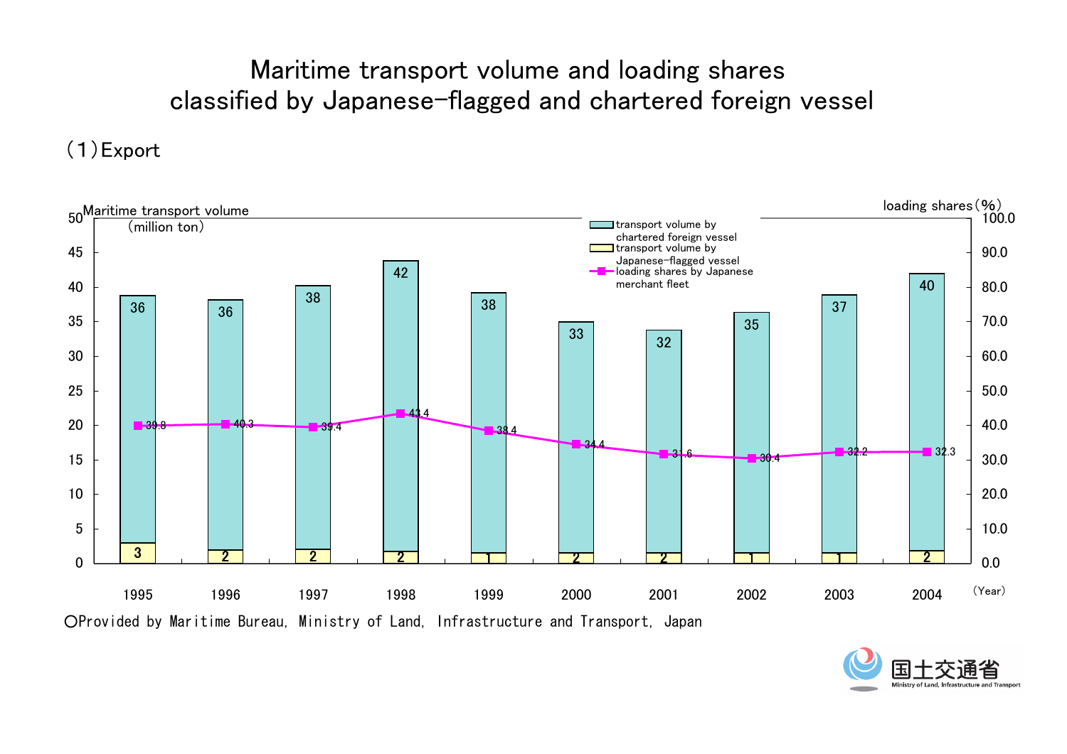# Maritime transport volume and loading shares classified by Japanese-flagged and chartered foreign vessel

## (1) Export

| Year | Transport volume by chartered foreign vessel (million ton) | Transport volume by Japanese-flagged vessel (million ton) | Loading shares by Japanese merchant fleet (%) |
|---|---|---|---|
| 1995 | 36 | 3 | 39.8 |
| 1996 | 36 | 2 | 40.3 |
| 1997 | 38 | 2 | 39.4 |
| 1998 | 42 | 2 | 43.4 |
| 1999 | 38 | 1 | 38.4 |
| 2000 | 33 | 2 | 34.4 |
| 2001 | 32 | 2 | 31.6 |
| 2002 | 35 | 1 | 30.4 |
| 2003 | 37 | 1 | 32.2 |
| 2004 | 40 | 2 | 32.3 |

○Provided by Maritime Bureau, Ministry of Land, Infrastructure and Transport, Japan

国土交通省 Ministry of Land, Infrastructure and Transport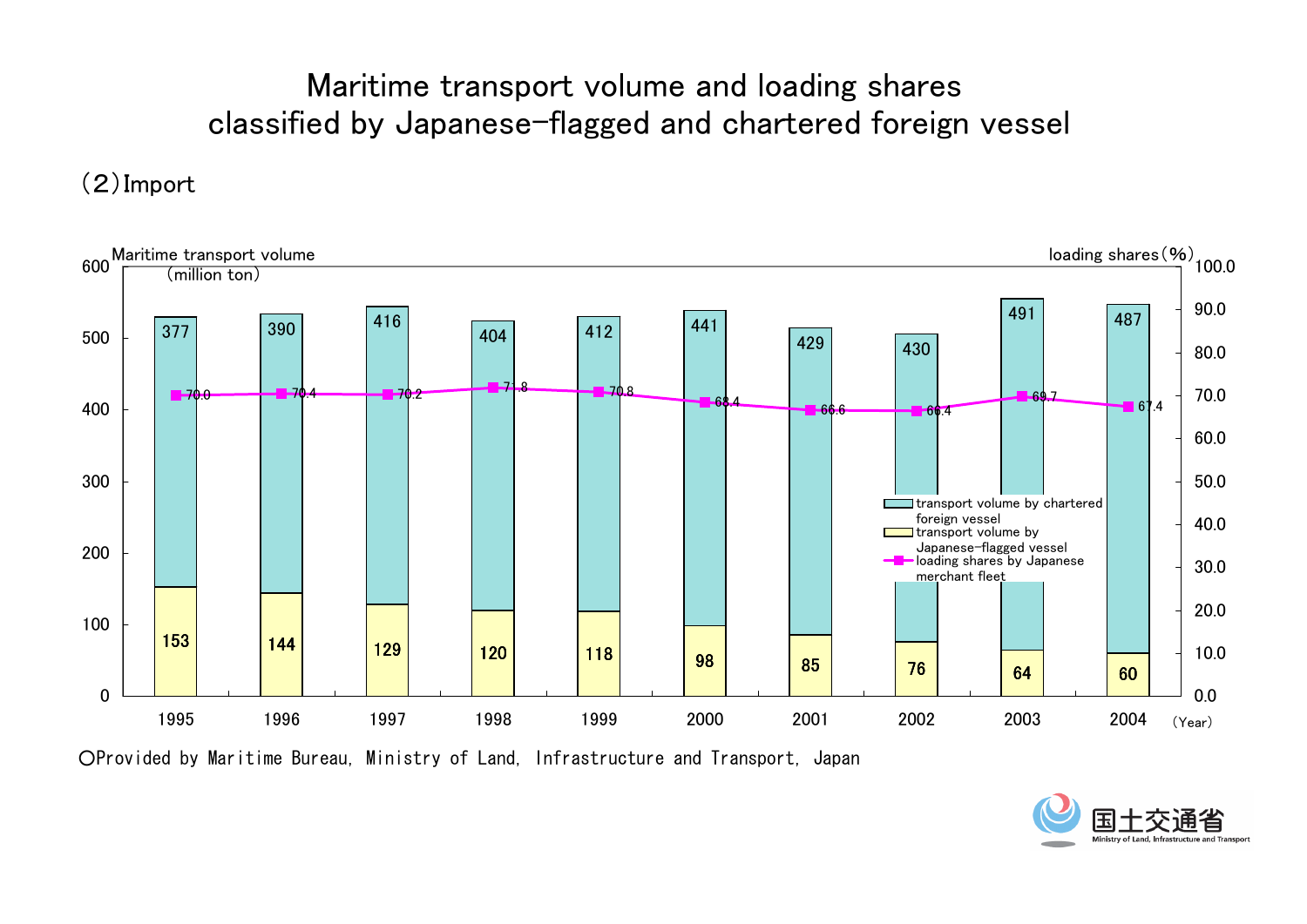# Maritime transport volume and loading shares classified by Japanese-flagged and chartered foreign vessel

## (2) Import

| Year | transport volume by chartered foreign vessel (million ton) | transport volume by Japanese-flagged vessel (million ton) | loading shares by Japanese merchant fleet (%) |
|---|---|---|---|
| 1995 | 377 | 153 | 70.0 |
| 1996 | 390 | 144 | 70.4 |
| 1997 | 416 | 129 | 70.2 |
| 1998 | 404 | 120 | 71.8 |
| 1999 | 412 | 118 | 70.8 |
| 2000 | 441 | 98 | 68.4 |
| 2001 | 429 | 85 | 66.6 |
| 2002 | 430 | 76 | 66.4 |
| 2003 | 491 | 64 | 69.7 |
| 2004 | 487 | 60 | 67.4 |

○Provided by Maritime Bureau, Ministry of Land, Infrastructure and Transport, Japan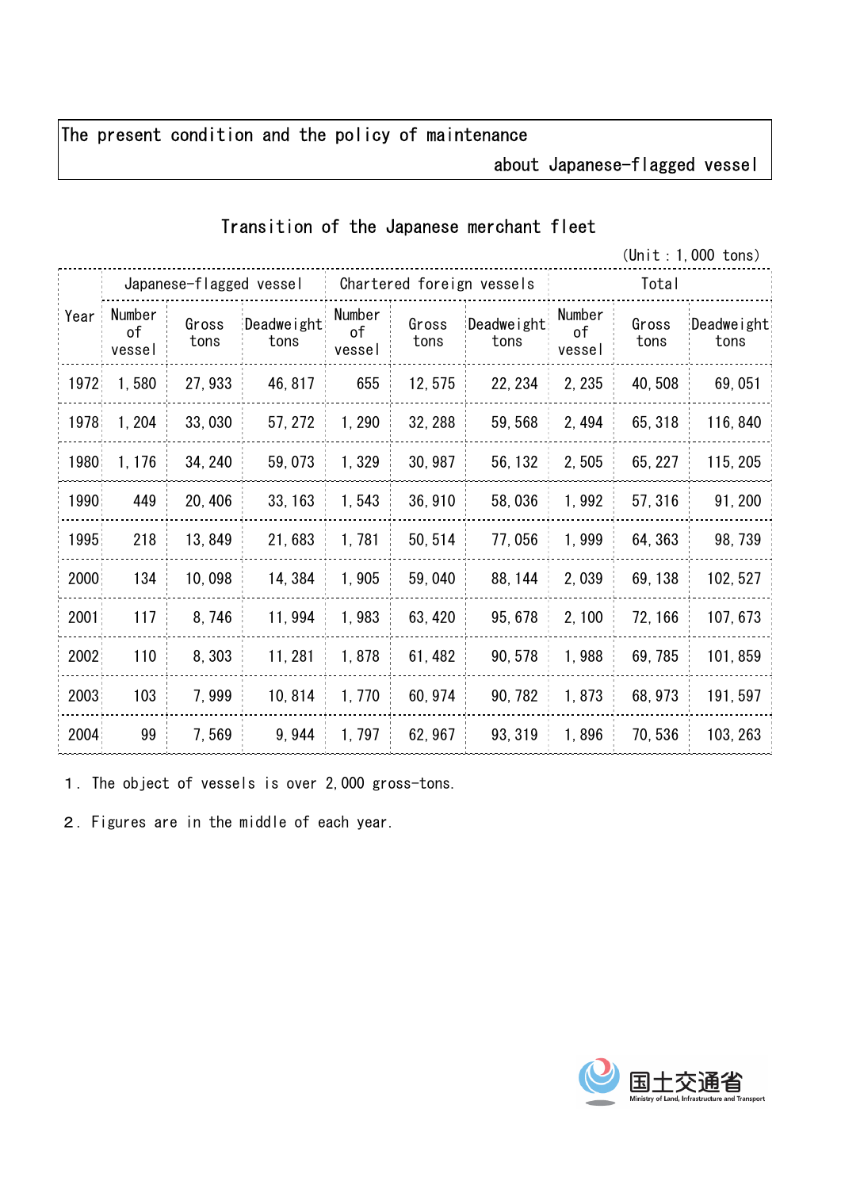The present condition and the policy of maintenance about Japanese-flagged vessel

## Transition of the Japanese merchant fleet

(Unit：1,000 tons)

| Year | Japanese-flagged vessel | | | Chartered foreign vessels | | | Total | | |
|---|---|---|---|---|---|---|---|---|---|
| | Number of vessel | Gross tons | Deadweight tons | Number of vessel | Gross tons | Deadweight tons | Number of vessel | Gross tons | Deadweight tons |
| 1972 | 1,580 | 27,933 | 46,817 | 655 | 12,575 | 22,234 | 2,235 | 40,508 | 69,051 |
| 1978 | 1,204 | 33,030 | 57,272 | 1,290 | 32,288 | 59,568 | 2,494 | 65,318 | 116,840 |
| 1980 | 1,176 | 34,240 | 59,073 | 1,329 | 30,987 | 56,132 | 2,505 | 65,227 | 115,205 |
| 1990 | 449 | 20,406 | 33,163 | 1,543 | 36,910 | 58,036 | 1,992 | 57,316 | 91,200 |
| 1995 | 218 | 13,849 | 21,683 | 1,781 | 50,514 | 77,056 | 1,999 | 64,363 | 98,739 |
| 2000 | 134 | 10,098 | 14,384 | 1,905 | 59,040 | 88,144 | 2,039 | 69,138 | 102,527 |
| 2001 | 117 | 8,746 | 11,994 | 1,983 | 63,420 | 95,678 | 2,100 | 72,166 | 107,673 |
| 2002 | 110 | 8,303 | 11,281 | 1,878 | 61,482 | 90,578 | 1,988 | 69,785 | 101,859 |
| 2003 | 103 | 7,999 | 10,814 | 1,770 | 60,974 | 90,782 | 1,873 | 68,973 | 191,597 |
| 2004 | 99 | 7,569 | 9,944 | 1,797 | 62,967 | 93,319 | 1,896 | 70,536 | 103,263 |

1．The object of vessels is over 2,000 gross-tons.

2．Figures are in the middle of each year.

国土交通省 Ministry of Land, Infrastructure and Transport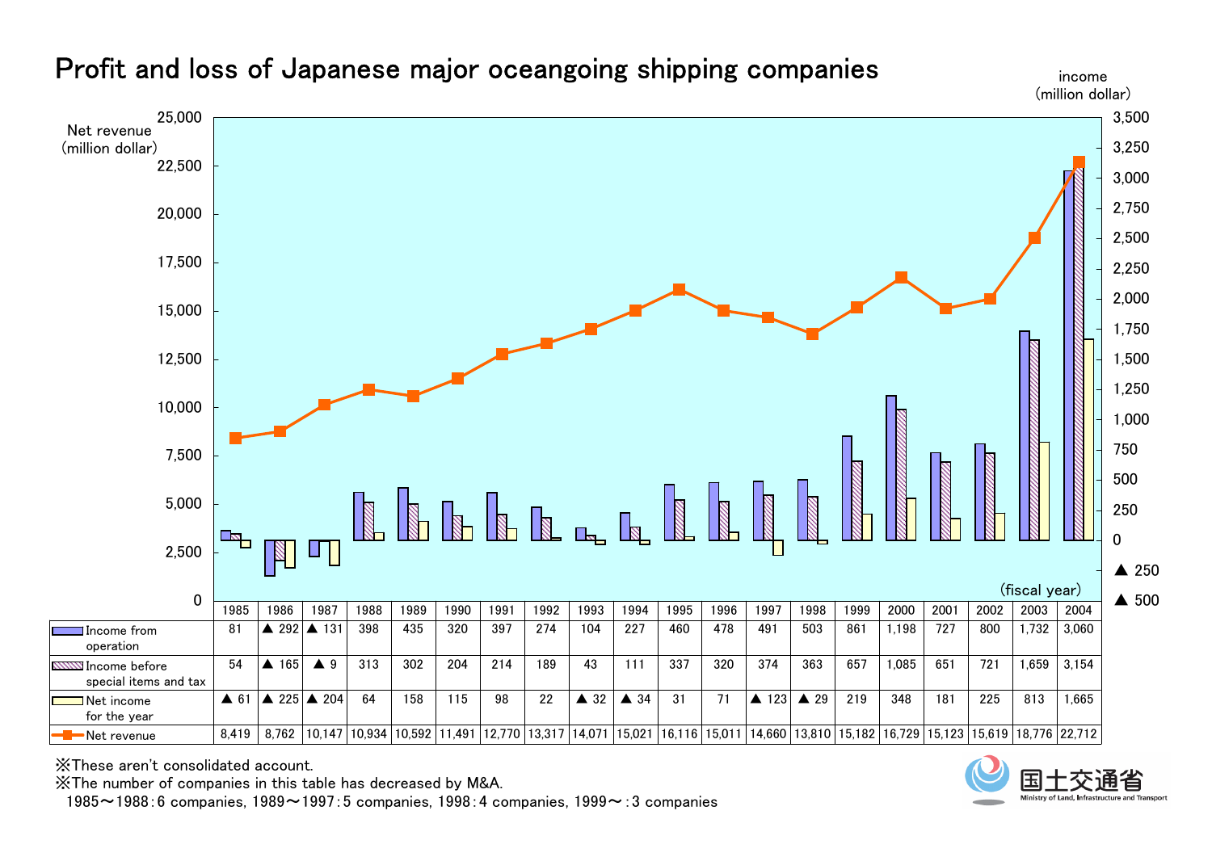# Profit and loss of Japanese major oceangoing shipping companies

Net revenue (million dollar) / income (million dollar)

| | 1985 | 1986 | 1987 | 1988 | 1989 | 1990 | 1991 | 1992 | 1993 | 1994 | 1995 | 1996 | 1997 | 1998 | 1999 | 2000 | 2001 | 2002 | 2003 | 2004 |
|---|---|---|---|---|---|---|---|---|---|---|---|---|---|---|---|---|---|---|---|---|
| Income from operation | 81 | ▲ 292 | ▲ 131 | 398 | 435 | 320 | 397 | 274 | 104 | 227 | 460 | 478 | 491 | 503 | 861 | 1,198 | 727 | 800 | 1,732 | 3,060 |
| Income before special items and tax | 54 | ▲ 165 | ▲ 9 | 313 | 302 | 204 | 214 | 189 | 43 | 111 | 337 | 320 | 374 | 363 | 657 | 1,085 | 651 | 721 | 1,659 | 3,154 |
| Net income for the year | ▲ 61 | ▲ 225 | ▲ 204 | 64 | 158 | 115 | 98 | 22 | ▲ 32 | ▲ 34 | 31 | 71 | ▲ 123 | ▲ 29 | 219 | 348 | 181 | 225 | 813 | 1,665 |
| Net revenue | 8,419 | 8,762 | 10,147 | 10,934 | 10,592 | 11,491 | 12,770 | 13,317 | 14,071 | 15,021 | 16,116 | 15,011 | 14,660 | 13,810 | 15,182 | 16,729 | 15,123 | 15,619 | 18,776 | 22,712 |

(fiscal year)

※These aren't consolidated account.
※The number of companies in this table has decreased by M&A.
1985～1988：6 companies, 1989～1997：5 companies, 1998：4 companies, 1999～：3 companies

国土交通省 Ministry of Land, Infrastructure and Transport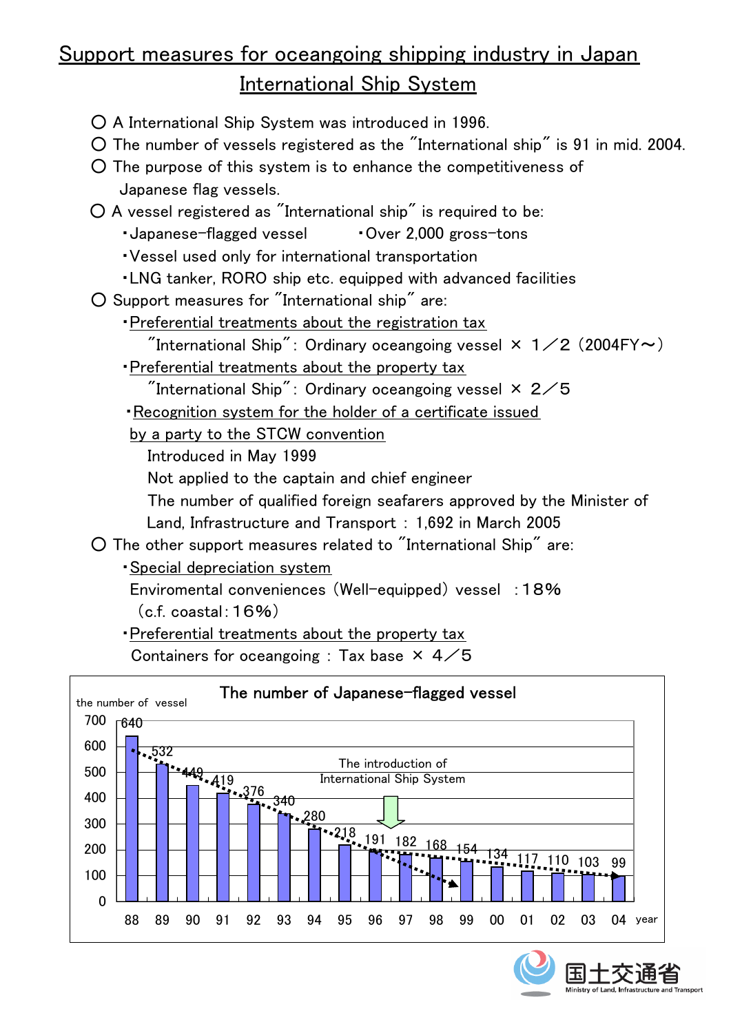# Support measures for oceangoing shipping industry in Japan

## International Ship System

- A International Ship System was introduced in 1996.
- The number of vessels registered as the "International ship" is 91 in mid. 2004.
- The purpose of this system is to enhance the competitiveness of Japanese flag vessels.
- A vessel registered as "International ship" is required to be:
  - Japanese-flagged vessel
  - Over 2,000 gross-tons
  - Vessel used only for international transportation
  - LNG tanker, RORO ship etc. equipped with advanced facilities
- Support measures for "International ship" are:
  - Preferential treatments about the registration tax
    "International Ship": Ordinary oceangoing vessel × 1／2 (2004FY～)
  - Preferential treatments about the property tax
    "International Ship": Ordinary oceangoing vessel × 2／5
  - Recognition system for the holder of a certificate issued by a party to the STCW convention
    Introduced in May 1999
    Not applied to the captain and chief engineer
    The number of qualified foreign seafarers approved by the Minister of Land, Infrastructure and Transport : 1,692 in March 2005
- The other support measures related to "International Ship" are:
  - Special depreciation system
    Enviromental conveniences (Well-equipped) vessel : 18%
    (c.f. coastal: 16%)
  - Preferential treatments about the property tax
    Containers for oceangoing : Tax base × 4／5

The number of Japanese-flagged vessel

the number of vessel

700
600
500
400
300
200
100
0

640
532
449
419
376
340
280
218
191
182
168
154
134
117
110
103
99

The introduction of International Ship System

88 89 90 91 92 93 94 95 96 97 98 99 00 01 02 03 04 year

国土交通省
Ministry of Land, Infrastructure and Transport